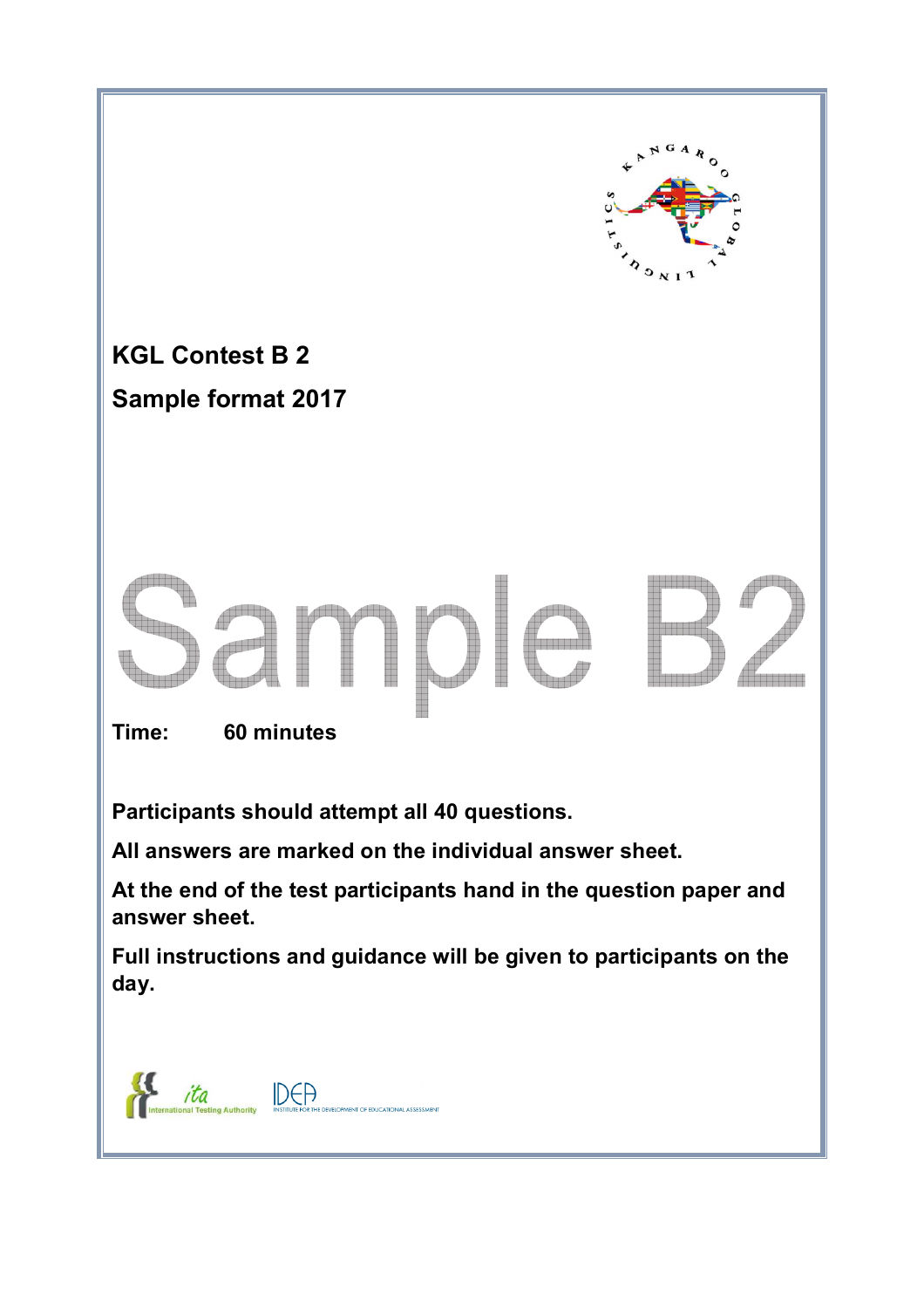# KGL Contest B 2

# Sample format 2017

Sample B2

**Time: 60 minutes**

**Participants should attempt all 40 questions.**

**All answers are marked on the individual answer sheet.**

**At the end of the test participants hand in the question paper and answer sheet.**

**Full instructions and guidance will be given to participants on the day.**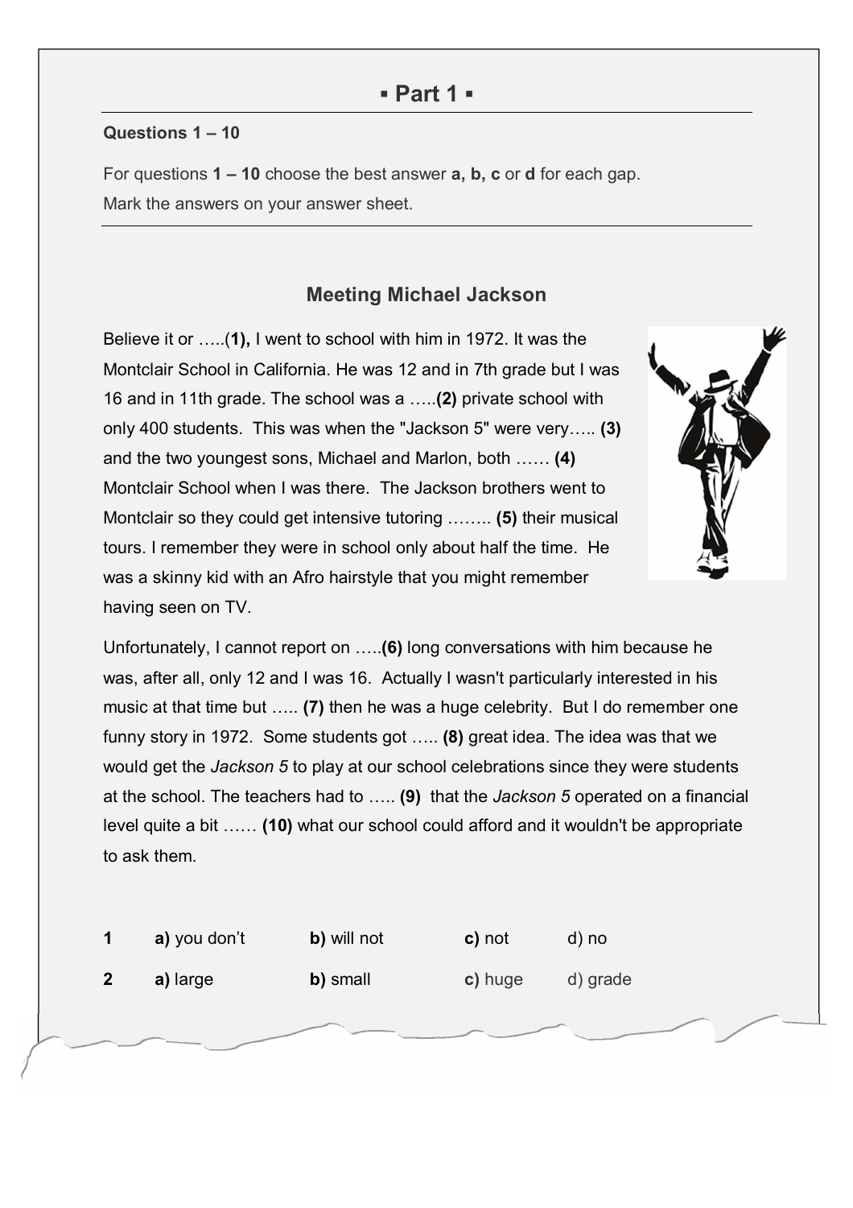## ▪ Part 1 ▪

**Questions 1 – 10**

For questions **1 – 10** choose the best answer **a, b, c** or **d** for each gap.
Mark the answers on your answer sheet.

### Meeting Michael Jackson

Believe it or …..(**1),** I went to school with him in 1972. It was the Montclair School in California. He was 12 and in 7th grade but I was 16 and in 11th grade. The school was a …..**(2)** private school with only 400 students. This was when the "Jackson 5" were very….. **(3)** and the two youngest sons, Michael and Marlon, both …… **(4)** Montclair School when I was there. The Jackson brothers went to Montclair so they could get intensive tutoring …….. **(5)** their musical tours. I remember they were in school only about half the time. He was a skinny kid with an Afro hairstyle that you might remember having seen on TV.

Unfortunately, I cannot report on …..**(6)** long conversations with him because he was, after all, only 12 and I was 16. Actually I wasn't particularly interested in his music at that time but ….. **(7)** then he was a huge celebrity. But I do remember one funny story in 1972. Some students got ….. **(8)** great idea. The idea was that we would get the *Jackson 5* to play at our school celebrations since they were students at the school. The teachers had to ….. **(9)** that the *Jackson 5* operated on a financial level quite a bit …… **(10)** what our school could afford and it wouldn't be appropriate to ask them.

| | | | | |
|---|---|---|---|---|
| **1** | **a)** you don't | **b)** will not | **c)** not | d) no |
| **2** | **a)** large | **b)** small | **c)** huge | d) grade |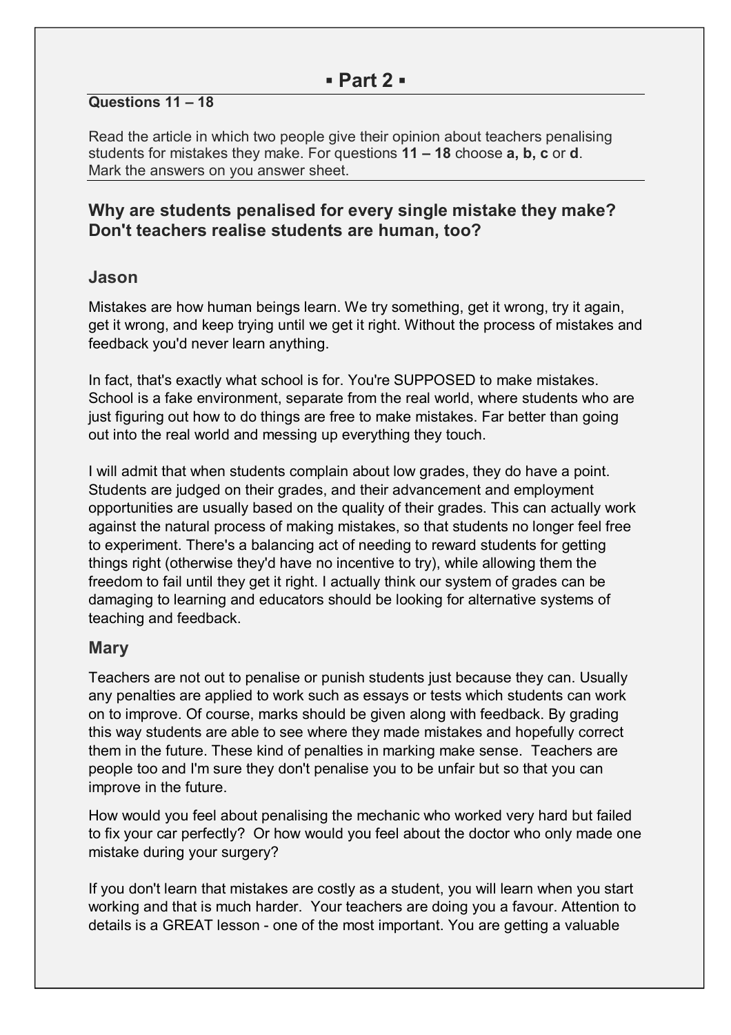# ▪ Part 2 ▪

**Questions 11 – 18**

Read the article in which two people give their opinion about teachers penalising students for mistakes they make. For questions **11 – 18** choose **a, b, c** or **d**. Mark the answers on you answer sheet.

## Why are students penalised for every single mistake they make? Don't teachers realise students are human, too?

### Jason

Mistakes are how human beings learn. We try something, get it wrong, try it again, get it wrong, and keep trying until we get it right. Without the process of mistakes and feedback you'd never learn anything.

In fact, that's exactly what school is for. You're SUPPOSED to make mistakes. School is a fake environment, separate from the real world, where students who are just figuring out how to do things are free to make mistakes. Far better than going out into the real world and messing up everything they touch.

I will admit that when students complain about low grades, they do have a point. Students are judged on their grades, and their advancement and employment opportunities are usually based on the quality of their grades. This can actually work against the natural process of making mistakes, so that students no longer feel free to experiment. There's a balancing act of needing to reward students for getting things right (otherwise they'd have no incentive to try), while allowing them the freedom to fail until they get it right. I actually think our system of grades can be damaging to learning and educators should be looking for alternative systems of teaching and feedback.

### Mary

Teachers are not out to penalise or punish students just because they can. Usually any penalties are applied to work such as essays or tests which students can work on to improve. Of course, marks should be given along with feedback. By grading this way students are able to see where they made mistakes and hopefully correct them in the future. These kind of penalties in marking make sense. Teachers are people too and I'm sure they don't penalise you to be unfair but so that you can improve in the future.

How would you feel about penalising the mechanic who worked very hard but failed to fix your car perfectly? Or how would you feel about the doctor who only made one mistake during your surgery?

If you don't learn that mistakes are costly as a student, you will learn when you start working and that is much harder. Your teachers are doing you a favour. Attention to details is a GREAT lesson - one of the most important. You are getting a valuable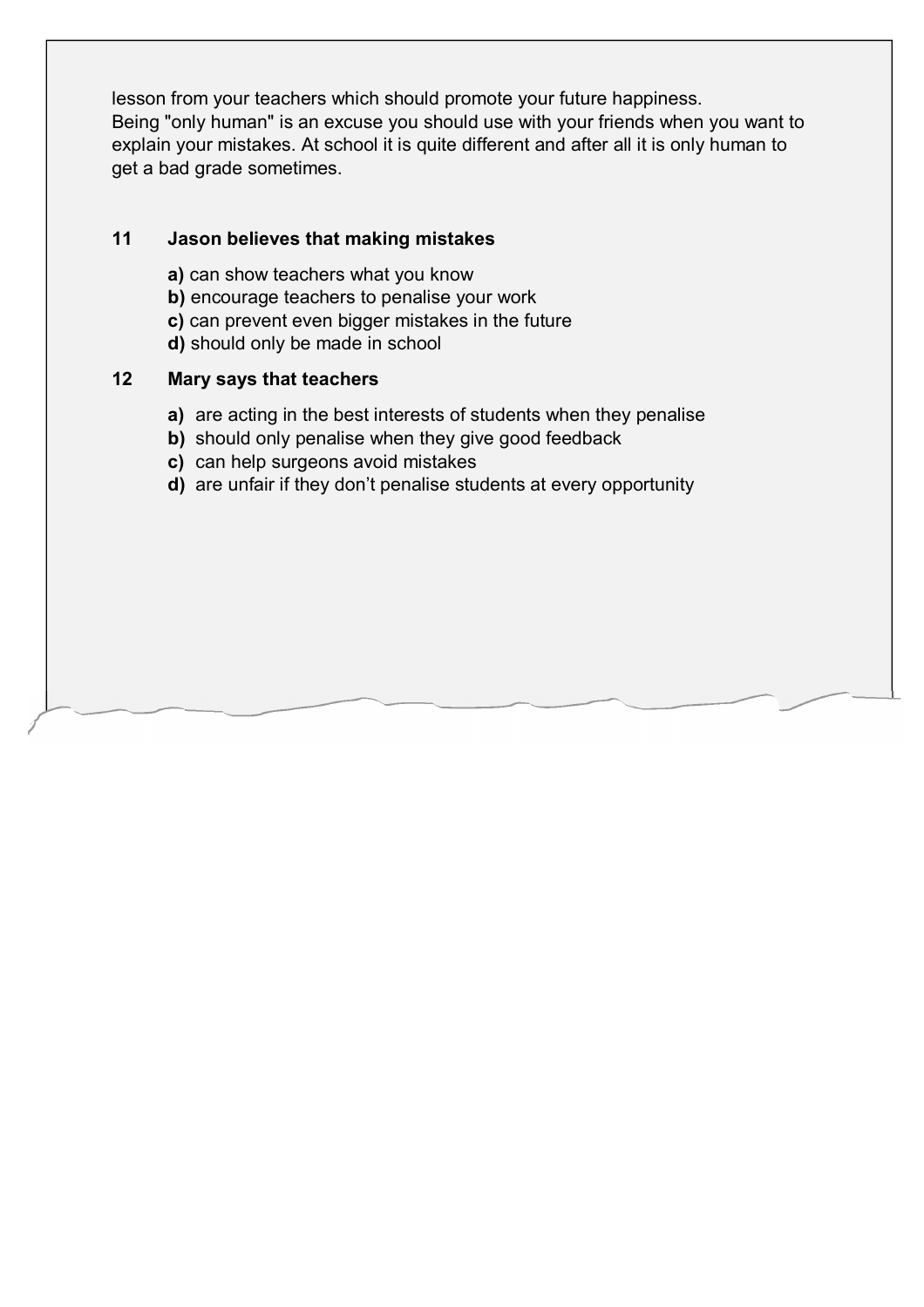lesson from your teachers which should promote your future happiness.
Being "only human" is an excuse you should use with your friends when you want to explain your mistakes. At school it is quite different and after all it is only human to get a bad grade sometimes.

**11 Jason believes that making mistakes**

**a)** can show teachers what you know
**b)** encourage teachers to penalise your work
**c)** can prevent even bigger mistakes in the future
**d)** should only be made in school

**12 Mary says that teachers**

**a)** are acting in the best interests of students when they penalise
**b)** should only penalise when they give good feedback
**c)** can help surgeons avoid mistakes
**d)** are unfair if they don't penalise students at every opportunity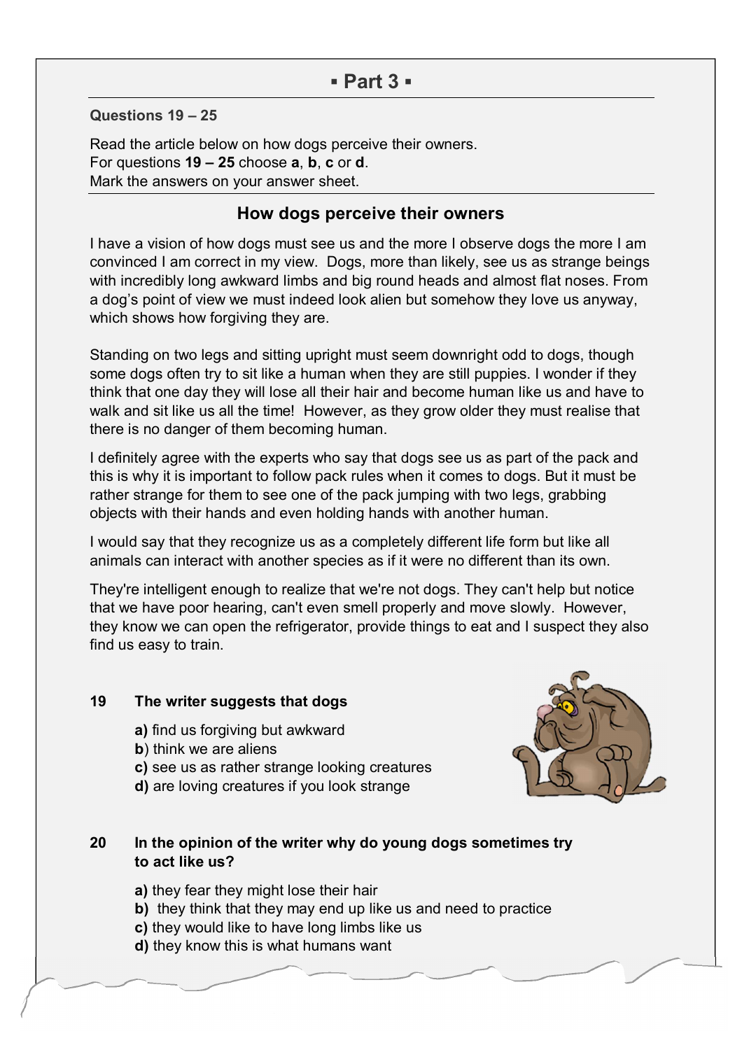## ▪ Part 3 ▪

**Questions 19 – 25**

Read the article below on how dogs perceive their owners.
For questions **19 – 25** choose **a**, **b**, **c** or **d**.
Mark the answers on your answer sheet.

### How dogs perceive their owners

I have a vision of how dogs must see us and the more I observe dogs the more I am convinced I am correct in my view. Dogs, more than likely, see us as strange beings with incredibly long awkward limbs and big round heads and almost flat noses. From a dog's point of view we must indeed look alien but somehow they love us anyway, which shows how forgiving they are.

Standing on two legs and sitting upright must seem downright odd to dogs, though some dogs often try to sit like a human when they are still puppies. I wonder if they think that one day they will lose all their hair and become human like us and have to walk and sit like us all the time! However, as they grow older they must realise that there is no danger of them becoming human.

I definitely agree with the experts who say that dogs see us as part of the pack and this is why it is important to follow pack rules when it comes to dogs. But it must be rather strange for them to see one of the pack jumping with two legs, grabbing objects with their hands and even holding hands with another human.

I would say that they recognize us as a completely different life form but like all animals can interact with another species as if it were no different than its own.

They're intelligent enough to realize that we're not dogs. They can't help but notice that we have poor hearing, can't even smell properly and move slowly. However, they know we can open the refrigerator, provide things to eat and I suspect they also find us easy to train.

**19 The writer suggests that dogs**

- **a)** find us forgiving but awkward
- **b**) think we are aliens
- **c)** see us as rather strange looking creatures
- **d)** are loving creatures if you look strange

**20 In the opinion of the writer why do young dogs sometimes try to act like us?**

- **a)** they fear they might lose their hair
- **b)** they think that they may end up like us and need to practice
- **c)** they would like to have long limbs like us
- **d)** they know this is what humans want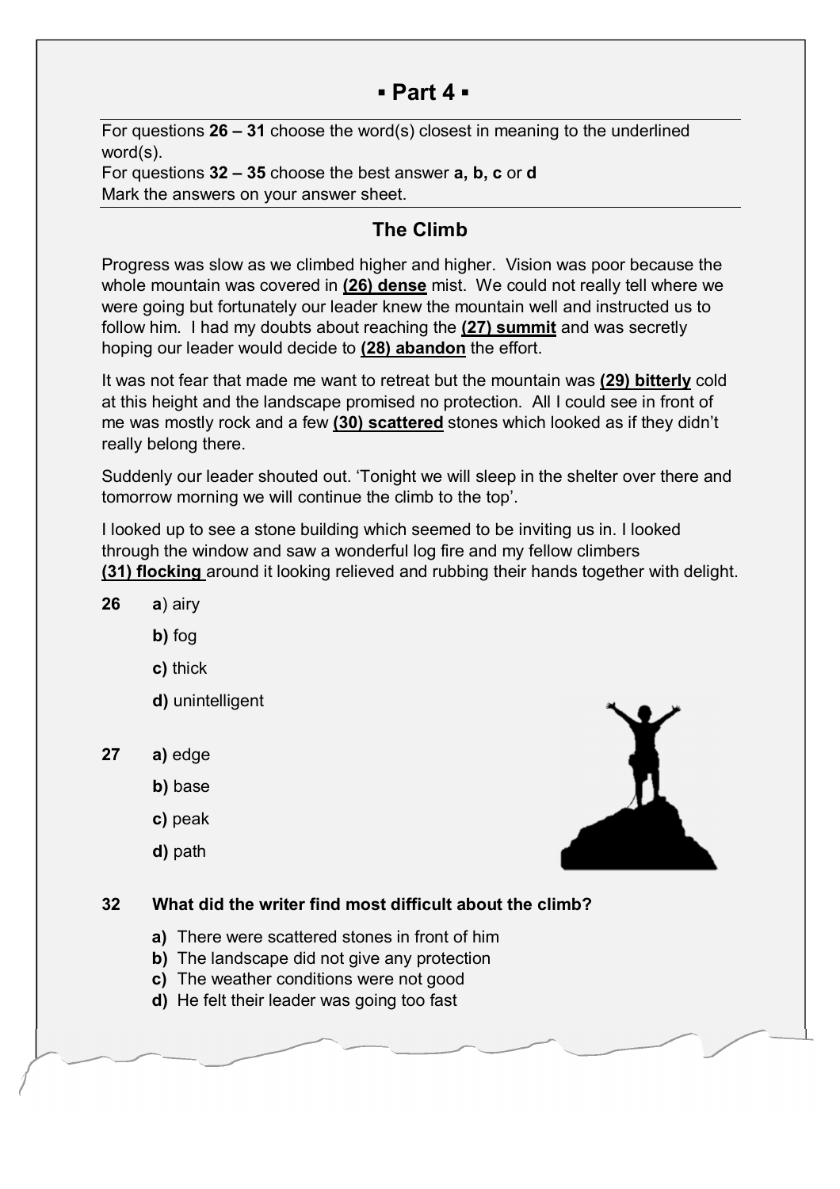## ▪ Part 4 ▪

For questions **26 – 31** choose the word(s) closest in meaning to the underlined word(s).
For questions **32 – 35** choose the best answer **a, b, c** or **d**
Mark the answers on your answer sheet.

### The Climb

Progress was slow as we climbed higher and higher. Vision was poor because the whole mountain was covered in **(26) dense** mist. We could not really tell where we were going but fortunately our leader knew the mountain well and instructed us to follow him. I had my doubts about reaching the **(27) summit** and was secretly hoping our leader would decide to **(28) abandon** the effort.

It was not fear that made me want to retreat but the mountain was **(29) bitterly** cold at this height and the landscape promised no protection. All I could see in front of me was mostly rock and a few **(30) scattered** stones which looked as if they didn't really belong there.

Suddenly our leader shouted out. 'Tonight we will sleep in the shelter over there and tomorrow morning we will continue the climb to the top'.

I looked up to see a stone building which seemed to be inviting us in. I looked through the window and saw a wonderful log fire and my fellow climbers **(31) flocking** around it looking relieved and rubbing their hands together with delight.

**26**
- **a**) airy
- **b)** fog
- **c)** thick
- **d)** unintelligent

**27**
- **a)** edge
- **b)** base
- **c)** peak
- **d)** path

**32 What did the writer find most difficult about the climb?**

- **a)** There were scattered stones in front of him
- **b)** The landscape did not give any protection
- **c)** The weather conditions were not good
- **d)** He felt their leader was going too fast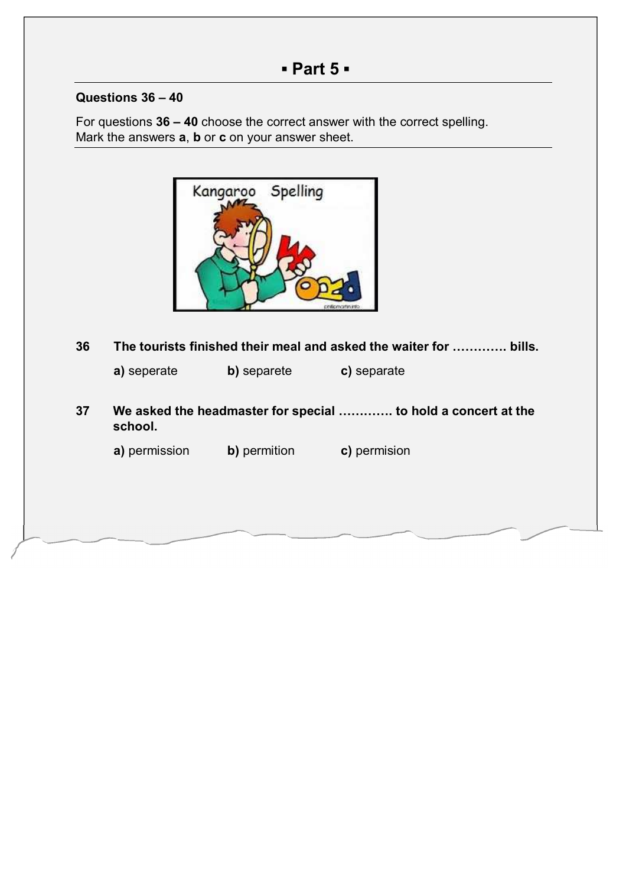## ▪ Part 5 ▪

**Questions 36 – 40**

For questions **36 – 40** choose the correct answer with the correct spelling.
Mark the answers **a**, **b** or **c** on your answer sheet.

**36** **The tourists finished their meal and asked the waiter for …………. bills.**

**a)** seperate **b)** separete **c)** separate

**37** **We asked the headmaster for special …………. to hold a concert at the school.**

**a)** permission **b)** permition **c)** permision